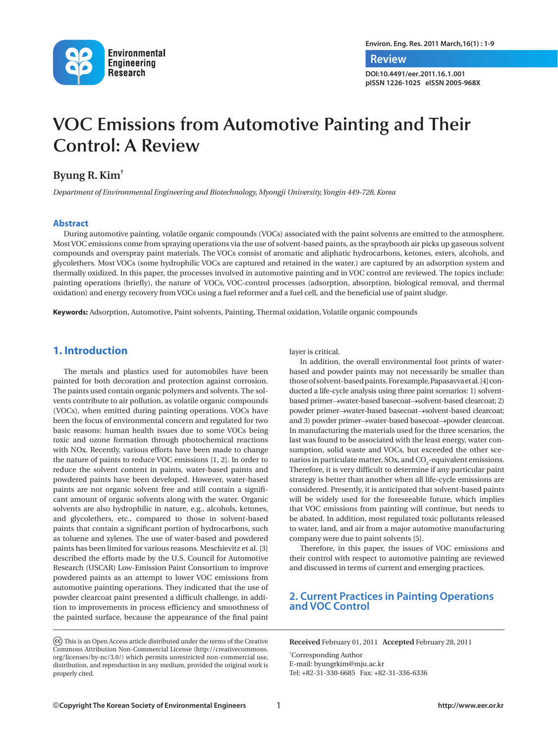# VOC Emissions from Automotive Painting and Their Control: A Review

**Byung R. Kim**[†]

*Department of Environmental Engineering and Biotechnology, Myongji University, Yongin 449-728, Korea*

## Abstract

During automotive painting, volatile organic compounds (VOCs) associated with the paint solvents are emitted to the atmosphere. Most VOC emissions come from spraying operations via the use of solvent-based paints, as the spraybooth air picks up gaseous solvent compounds and overspray paint materials. The VOCs consist of aromatic and aliphatic hydrocarbons, ketones, esters, alcohols, and glycolethers. Most VOCs (some hydrophilic VOCs are captured and retained in the water.) are captured by an adsorption system and thermally oxidized. In this paper, the processes involved in automotive painting and in VOC control are reviewed. The topics include: painting operations (briefly), the nature of VOCs, VOC-control processes (adsorption, absorption, biological removal, and thermal oxidation) and energy recovery from VOCs using a fuel reformer and a fuel cell, and the beneficial use of paint sludge.

**Keywords:** Adsorption, Automotive, Paint solvents, Painting, Thermal oxidation, Volatile organic compounds

## 1. Introduction

The metals and plastics used for automobiles have been painted for both decoration and protection against corrosion. The paints used contain organic polymers and solvents. The solvents contribute to air pollution, as volatile organic compounds (VOCs), when emitted during painting operations. VOCs have been the focus of environmental concern and regulated for two basic reasons: human health issues due to some VOCs being toxic and ozone formation through photochemical reactions with NOx. Recently, various efforts have been made to change the nature of paints to reduce VOC emissions [1, 2]. In order to reduce the solvent content in paints, water-based paints and powdered paints have been developed. However, water-based paints are not organic solvent free and still contain a significant amount of organic solvents along with the water. Organic solvents are also hydrophilic in nature, e.g., alcohols, ketones, and glycolethers, etc., compared to those in solvent-based paints that contain a significant portion of hydrocarbons, such as toluene and xylenes. The use of water-based and powdered paints has been limited for various reasons. Meschievitz et al. [3] described the efforts made by the U.S. Council for Automotive Research (USCAR) Low-Emission Paint Consortium to improve powdered paints as an attempt to lower VOC emissions from automotive painting operations. They indicated that the use of powder clearcoat paint presented a difficult challenge, in addition to improvements in process efficiency and smoothness of the painted surface, because the appearance of the final paint layer is critical.

In addition, the overall environmental foot prints of water-based and powder paints may not necessarily be smaller than those of solvent-based paints. For example, Papasavva et al. [4] conducted a life-cycle analysis using three paint scenarios: 1) solvent-based primer→water-based basecoat→solvent-based clearcoat; 2) powder primer→water-based basecoat→solvent-based clearcoat; and 3) powder primer→water-based basecoat→powder clearcoat. In manufacturing the materials used for the three scenarios, the last was found to be associated with the least energy, water consumption, solid waste and VOCs, but exceeded the other scenarios in particulate matter, SOx, and $CO_2$-equivalent emissions. Therefore, it is very difficult to determine if any particular paint strategy is better than another when all life-cycle emissions are considered. Presently, it is anticipated that solvent-based paints will be widely used for the foreseeable future, which implies that VOC emissions from painting will continue, but needs to be abated. In addition, most regulated toxic pollutants released to water, land, and air from a major automotive manufacturing company were due to paint solvents [5].

Therefore, in this paper, the issues of VOC emissions and their control with respect to automotive painting are reviewed and discussed in terms of current and emerging practices.

## 2. Current Practices in Painting Operations and VOC Control

This is an Open Access article distributed under the terms of the Creative Commons Attribution Non-Commercial License (http://creativecommons.org/licenses/by-nc/3.0/) which permits unrestricted non-commercial use, distribution, and reproduction in any medium, provided the original work is properly cited.

**Received** February 01, 2011 **Accepted** February 28, 2011

[†]Corresponding Author
E-mail: byungrkim@mju.ac.kr
Tel: +82-31-330-6685 Fax: +82-31-336-6336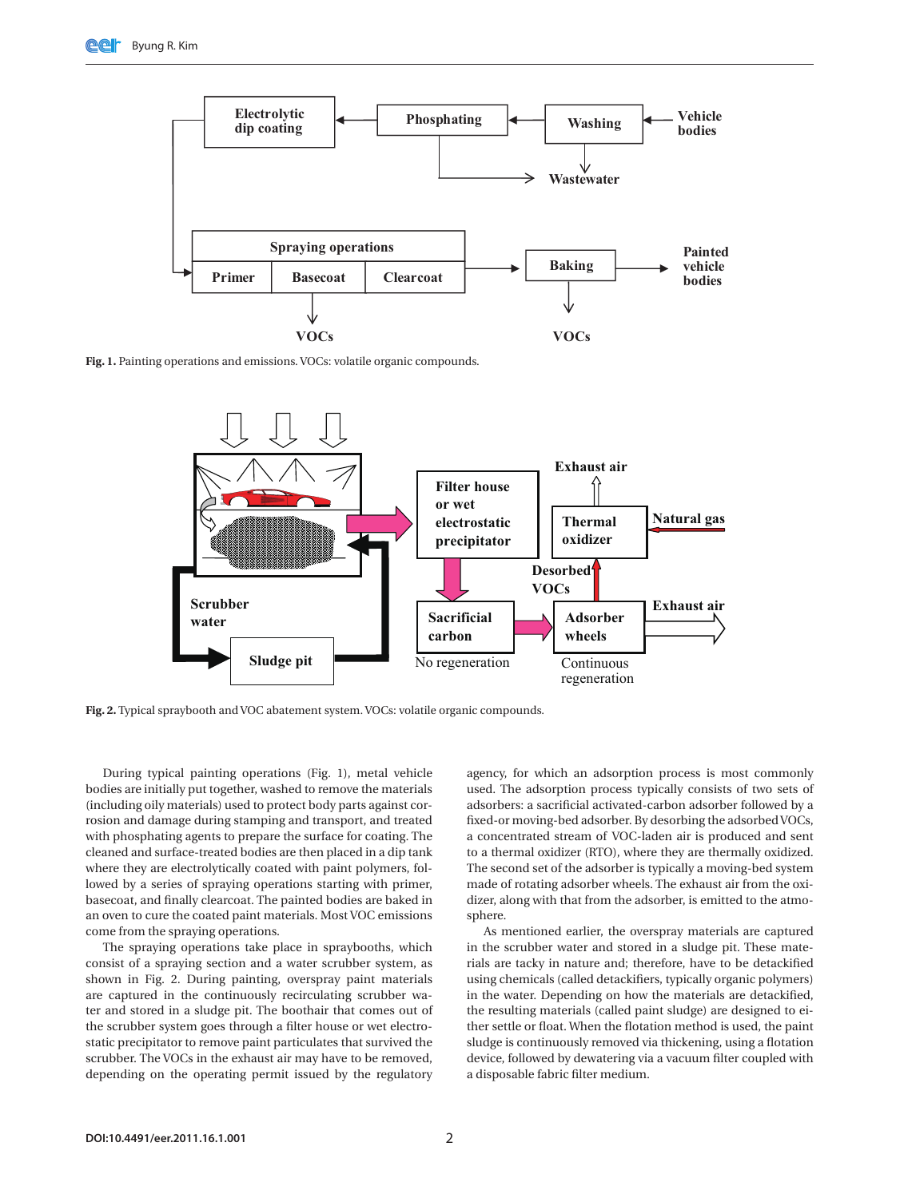Fig. 1. Painting operations and emissions. VOCs: volatile organic compounds.

Fig. 2. Typical spraybooth and VOC abatement system. VOCs: volatile organic compounds.

During typical painting operations (Fig. 1), metal vehicle bodies are initially put together, washed to remove the materials (including oily materials) used to protect body parts against corrosion and damage during stamping and transport, and treated with phosphating agents to prepare the surface for coating. The cleaned and surface-treated bodies are then placed in a dip tank where they are electrolytically coated with paint polymers, followed by a series of spraying operations starting with primer, basecoat, and finally clearcoat. The painted bodies are baked in an oven to cure the coated paint materials. Most VOC emissions come from the spraying operations.

The spraying operations take place in spraybooths, which consist of a spraying section and a water scrubber system, as shown in Fig. 2. During painting, overspray paint materials are captured in the continuously recirculating scrubber water and stored in a sludge pit. The boothair that comes out of the scrubber system goes through a filter house or wet electrostatic precipitator to remove paint particulates that survived the scrubber. The VOCs in the exhaust air may have to be removed, depending on the operating permit issued by the regulatory agency, for which an adsorption process is most commonly used. The adsorption process typically consists of two sets of adsorbers: a sacrificial activated-carbon adsorber followed by a fixed-or moving-bed adsorber. By desorbing the adsorbed VOCs, a concentrated stream of VOC-laden air is produced and sent to a thermal oxidizer (RTO), where they are thermally oxidized. The second set of the adsorber is typically a moving-bed system made of rotating adsorber wheels. The exhaust air from the oxidizer, along with that from the adsorber, is emitted to the atmosphere.

As mentioned earlier, the overspray materials are captured in the scrubber water and stored in a sludge pit. These materials are tacky in nature and; therefore, have to be detackified using chemicals (called detackifiers, typically organic polymers) in the water. Depending on how the materials are detackified, the resulting materials (called paint sludge) are designed to either settle or float. When the flotation method is used, the paint sludge is continuously removed via thickening, using a flotation device, followed by dewatering via a vacuum filter coupled with a disposable fabric filter medium.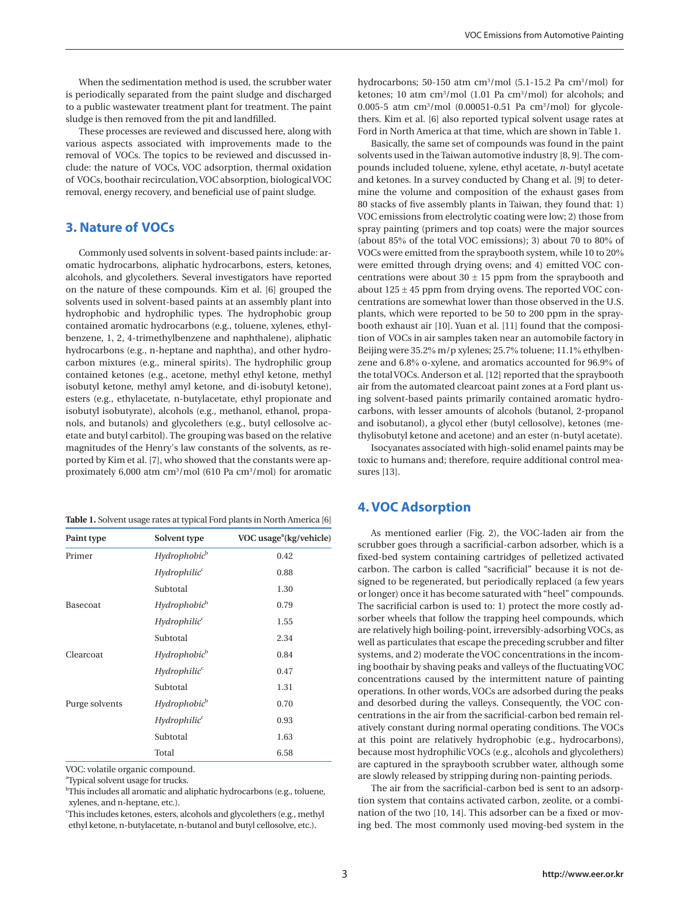When the sedimentation method is used, the scrubber water is periodically separated from the paint sludge and discharged to a public wastewater treatment plant for treatment. The paint sludge is then removed from the pit and landfilled.

These processes are reviewed and discussed here, along with various aspects associated with improvements made to the removal of VOCs. The topics to be reviewed and discussed include: the nature of VOCs, VOC adsorption, thermal oxidation of VOCs, boothair recirculation, VOC absorption, biological VOC removal, energy recovery, and beneficial use of paint sludge.

## 3. Nature of VOCs

Commonly used solvents in solvent-based paints include: aromatic hydrocarbons, aliphatic hydrocarbons, esters, ketones, alcohols, and glycolethers. Several investigators have reported on the nature of these compounds. Kim et al. [6] grouped the solvents used in solvent-based paints at an assembly plant into hydrophobic and hydrophilic types. The hydrophobic group contained aromatic hydrocarbons (e.g., toluene, xylenes, ethylbenzene, 1, 2, 4-trimethylbenzene and naphthalene), aliphatic hydrocarbons (e.g., n-heptane and naphtha), and other hydrocarbon mixtures (e.g., mineral spirits). The hydrophilic group contained ketones (e.g., acetone, methyl ethyl ketone, methyl isobutyl ketone, methyl amyl ketone, and di-isobutyl ketone), esters (e.g., ethylacetate, n-butylacetate, ethyl propionate and isobutyl isobutyrate), alcohols (e.g., methanol, ethanol, propanols, and butanols) and glycolethers (e.g., butyl cellosolve acetate and butyl carbitol). The grouping was based on the relative magnitudes of the Henry's law constants of the solvents, as reported by Kim et al. [7], who showed that the constants were approximately 6,000 atm $cm^3$/mol (610 Pa $cm^3$/mol) for aromatic hydrocarbons; 50-150 atm $cm^3$/mol (5.1-15.2 Pa $cm^3$/mol) for ketones; 10 atm $cm^3$/mol (1.01 Pa $cm^3$/mol) for alcohols; and 0.005-5 atm $cm^3$/mol (0.00051-0.51 Pa $cm^3$/mol) for glycolethers. Kim et al. [6] also reported typical solvent usage rates at Ford in North America at that time, which are shown in Table 1.

**Table 1.** Solvent usage rates at typical Ford plants in North America [6]

| Paint type | Solvent type | VOC usage[a](kg/vehicle) |
|---|---|---|
| Primer | *Hydrophobic*[b] | 0.42 |
| | *Hydrophilic*[c] | 0.88 |
| | Subtotal | 1.30 |
| Basecoat | *Hydrophobic*[b] | 0.79 |
| | *Hydrophilic*[c] | 1.55 |
| | Subtotal | 2.34 |
| Clearcoat | *Hydrophobic*[b] | 0.84 |
| | *Hydrophilic*[c] | 0.47 |
| | Subtotal | 1.31 |
| Purge solvents | *Hydrophobic*[b] | 0.70 |
| | *Hydrophilic*[c] | 0.93 |
| | Subtotal | 1.63 |
| | Total | 6.58 |

VOC: volatile organic compound.
[a]Typical solvent usage for trucks.
[b]This includes all aromatic and aliphatic hydrocarbons (e.g., toluene, xylenes, and n-heptane, etc.).
[c]This includes ketones, esters, alcohols and glycolethers (e.g., methyl ethyl ketone, n-butylacetate, n-butanol and butyl cellosolve, etc.).

Basically, the same set of compounds was found in the paint solvents used in the Taiwan automotive industry [8, 9]. The compounds included toluene, xylene, ethyl acetate, *n*-butyl acetate and ketones. In a survey conducted by Chang et al. [9] to determine the volume and composition of the exhaust gases from 80 stacks of five assembly plants in Taiwan, they found that: 1) VOC emissions from electrolytic coating were low; 2) those from spray painting (primers and top coats) were the major sources (about 85% of the total VOC emissions); 3) about 70 to 80% of VOCs were emitted from the spraybooth system, while 10 to 20% were emitted through drying ovens; and 4) emitted VOC concentrations were about 30 ± 15 ppm from the spraybooth and about 125 ± 45 ppm from drying ovens. The reported VOC concentrations are somewhat lower than those observed in the U.S. plants, which were reported to be 50 to 200 ppm in the spraybooth exhaust air [10]. Yuan et al. [11] found that the composition of VOCs in air samples taken near an automobile factory in Beijing were 35.2% m/p xylenes; 25.7% toluene; 11.1% ethylbenzene and 6.8% o-xylene, and aromatics accounted for 96.9% of the total VOCs. Anderson et al. [12] reported that the spraybooth air from the automated clearcoat paint zones at a Ford plant using solvent-based paints primarily contained aromatic hydrocarbons, with lesser amounts of alcohols (butanol, 2-propanol and isobutanol), a glycol ether (butyl cellosolve), ketones (methylisobutyl ketone and acetone) and an ester (n-butyl acetate).

Isocyanates associated with high-solid enamel paints may be toxic to humans and; therefore, require additional control measures [13].

## 4. VOC Adsorption

As mentioned earlier (Fig. 2), the VOC-laden air from the scrubber goes through a sacrificial-carbon adsorber, which is a fixed-bed system containing cartridges of pelletized activated carbon. The carbon is called "sacrificial" because it is not designed to be regenerated, but periodically replaced (a few years or longer) once it has become saturated with "heel" compounds. The sacrificial carbon is used to: 1) protect the more costly adsorber wheels that follow the trapping heel compounds, which are relatively high boiling-point, irreversibly-adsorbing VOCs, as well as particulates that escape the preceding scrubber and filter systems, and 2) moderate the VOC concentrations in the incoming boothair by shaving peaks and valleys of the fluctuating VOC concentrations caused by the intermittent nature of painting operations. In other words, VOCs are adsorbed during the peaks and desorbed during the valleys. Consequently, the VOC concentrations in the air from the sacrificial-carbon bed remain relatively constant during normal operating conditions. The VOCs at this point are relatively hydrophobic (e.g., hydrocarbons), because most hydrophilic VOCs (e.g., alcohols and glycolethers) are captured in the spraybooth scrubber water, although some are slowly released by stripping during non-painting periods.

The air from the sacrificial-carbon bed is sent to an adsorption system that contains activated carbon, zeolite, or a combination of the two [10, 14]. This adsorber can be a fixed or moving bed. The most commonly used moving-bed system in the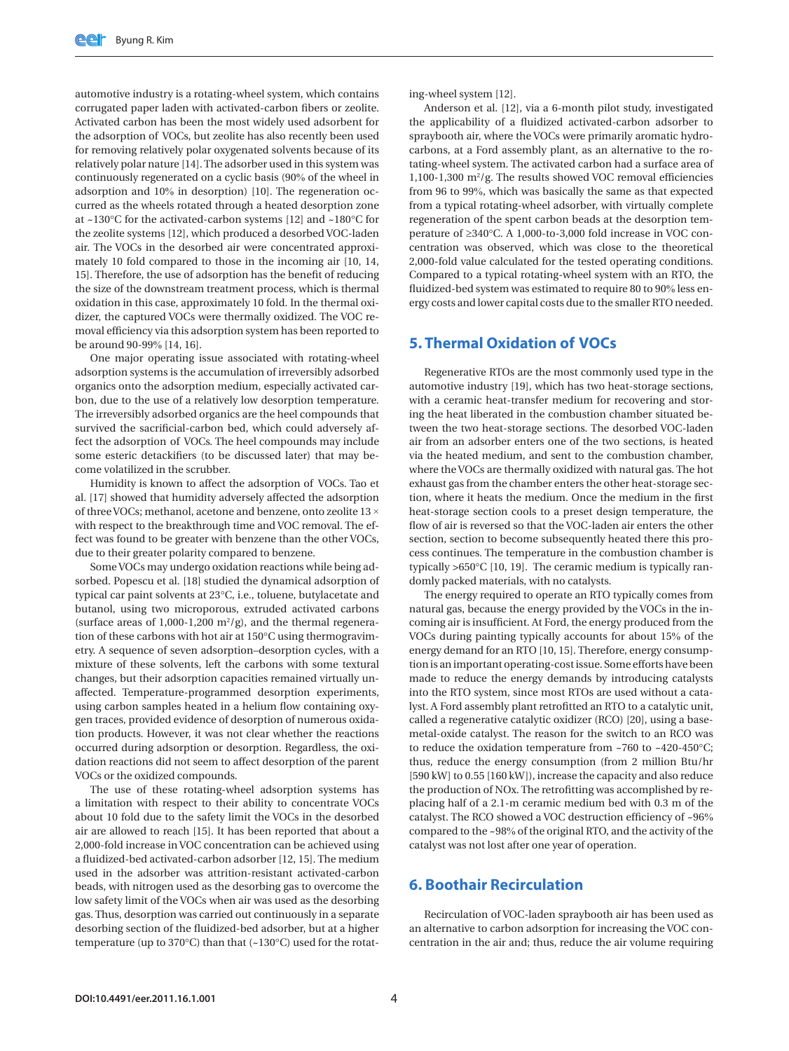automotive industry is a rotating-wheel system, which contains corrugated paper laden with activated-carbon fibers or zeolite. Activated carbon has been the most widely used adsorbent for the adsorption of VOCs, but zeolite has also recently been used for removing relatively polar oxygenated solvents because of its relatively polar nature [14]. The adsorber used in this system was continuously regenerated on a cyclic basis (90% of the wheel in adsorption and 10% in desorption) [10]. The regeneration occurred as the wheels rotated through a heated desorption zone at ~130°C for the activated-carbon systems [12] and ~180°C for the zeolite systems [12], which produced a desorbed VOC-laden air. The VOCs in the desorbed air were concentrated approximately 10 fold compared to those in the incoming air [10, 14, 15]. Therefore, the use of adsorption has the benefit of reducing the size of the downstream treatment process, which is thermal oxidation in this case, approximately 10 fold. In the thermal oxidizer, the captured VOCs were thermally oxidized. The VOC removal efficiency via this adsorption system has been reported to be around 90-99% [14, 16].

One major operating issue associated with rotating-wheel adsorption systems is the accumulation of irreversibly adsorbed organics onto the adsorption medium, especially activated carbon, due to the use of a relatively low desorption temperature. The irreversibly adsorbed organics are the heel compounds that survived the sacrificial-carbon bed, which could adversely affect the adsorption of VOCs. The heel compounds may include some esteric detackifiers (to be discussed later) that may become volatilized in the scrubber.

Humidity is known to affect the adsorption of VOCs. Tao et al. [17] showed that humidity adversely affected the adsorption of three VOCs; methanol, acetone and benzene, onto zeolite 13 × with respect to the breakthrough time and VOC removal. The effect was found to be greater with benzene than the other VOCs, due to their greater polarity compared to benzene.

Some VOCs may undergo oxidation reactions while being adsorbed. Popescu et al. [18] studied the dynamical adsorption of typical car paint solvents at 23°C, i.e., toluene, butylacetate and butanol, using two microporous, extruded activated carbons (surface areas of 1,000-1,200 $m^2/g$), and the thermal regeneration of these carbons with hot air at 150°C using thermogravimetry. A sequence of seven adsorption–desorption cycles, with a mixture of these solvents, left the carbons with some textural changes, but their adsorption capacities remained virtually unaffected. Temperature-programmed desorption experiments, using carbon samples heated in a helium flow containing oxygen traces, provided evidence of desorption of numerous oxidation products. However, it was not clear whether the reactions occurred during adsorption or desorption. Regardless, the oxidation reactions did not seem to affect desorption of the parent VOCs or the oxidized compounds.

The use of these rotating-wheel adsorption systems has a limitation with respect to their ability to concentrate VOCs about 10 fold due to the safety limit the VOCs in the desorbed air are allowed to reach [15]. It has been reported that about a 2,000-fold increase in VOC concentration can be achieved using a fluidized-bed activated-carbon adsorber [12, 15]. The medium used in the adsorber was attrition-resistant activated-carbon beads, with nitrogen used as the desorbing gas to overcome the low safety limit of the VOCs when air was used as the desorbing gas. Thus, desorption was carried out continuously in a separate desorbing section of the fluidized-bed adsorber, but at a higher temperature (up to 370°C) than that (~130°C) used for the rotating-wheel system [12].

Anderson et al. [12], via a 6-month pilot study, investigated the applicability of a fluidized activated-carbon adsorber to spraybooth air, where the VOCs were primarily aromatic hydrocarbons, at a Ford assembly plant, as an alternative to the rotating-wheel system. The activated carbon had a surface area of 1,100-1,300 $m^2/g$. The results showed VOC removal efficiencies from 96 to 99%, which was basically the same as that expected from a typical rotating-wheel adsorber, with virtually complete regeneration of the spent carbon beads at the desorption temperature of ≥340°C. A 1,000-to-3,000 fold increase in VOC concentration was observed, which was close to the theoretical 2,000-fold value calculated for the tested operating conditions. Compared to a typical rotating-wheel system with an RTO, the fluidized-bed system was estimated to require 80 to 90% less energy costs and lower capital costs due to the smaller RTO needed.

## 5. Thermal Oxidation of VOCs

Regenerative RTOs are the most commonly used type in the automotive industry [19], which has two heat-storage sections, with a ceramic heat-transfer medium for recovering and storing the heat liberated in the combustion chamber situated between the two heat-storage sections. The desorbed VOC-laden air from an adsorber enters one of the two sections, is heated via the heated medium, and sent to the combustion chamber, where the VOCs are thermally oxidized with natural gas. The hot exhaust gas from the chamber enters the other heat-storage section, where it heats the medium. Once the medium in the first heat-storage section cools to a preset design temperature, the flow of air is reversed so that the VOC-laden air enters the other section, section to become subsequently heated there this process continues. The temperature in the combustion chamber is typically >650°C [10, 19]. The ceramic medium is typically randomly packed materials, with no catalysts.

The energy required to operate an RTO typically comes from natural gas, because the energy provided by the VOCs in the incoming air is insufficient. At Ford, the energy produced from the VOCs during painting typically accounts for about 15% of the energy demand for an RTO [10, 15]. Therefore, energy consumption is an important operating-cost issue. Some efforts have been made to reduce the energy demands by introducing catalysts into the RTO system, since most RTOs are used without a catalyst. A Ford assembly plant retrofitted an RTO to a catalytic unit, called a regenerative catalytic oxidizer (RCO) [20], using a base-metal-oxide catalyst. The reason for the switch to an RCO was to reduce the oxidation temperature from ~760 to ~420-450°C; thus, reduce the energy consumption (from 2 million Btu/hr [590 kW] to 0.55 [160 kW]), increase the capacity and also reduce the production of NOx. The retrofitting was accomplished by replacing half of a 2.1-m ceramic medium bed with 0.3 m of the catalyst. The RCO showed a VOC destruction efficiency of ~96% compared to the ~98% of the original RTO, and the activity of the catalyst was not lost after one year of operation.

## 6. Boothair Recirculation

Recirculation of VOC-laden spraybooth air has been used as an alternative to carbon adsorption for increasing the VOC concentration in the air and; thus, reduce the air volume requiring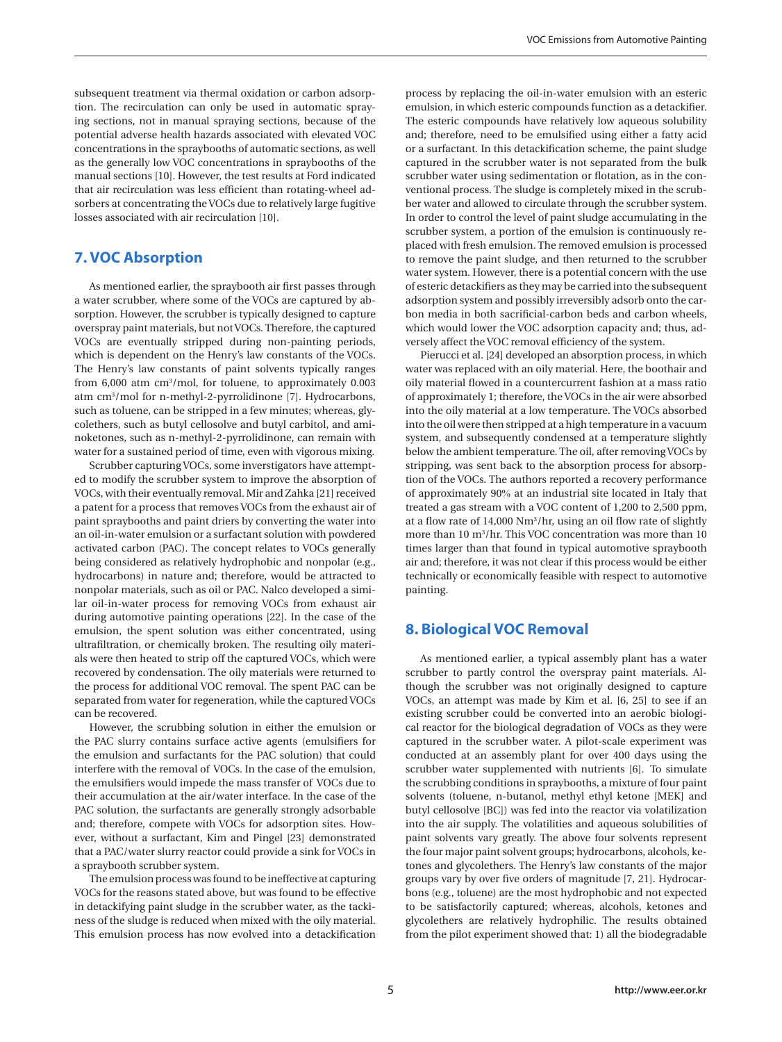subsequent treatment via thermal oxidation or carbon adsorption. The recirculation can only be used in automatic spraying sections, not in manual spraying sections, because of the potential adverse health hazards associated with elevated VOC concentrations in the spraybooths of automatic sections, as well as the generally low VOC concentrations in spraybooths of the manual sections [10]. However, the test results at Ford indicated that air recirculation was less efficient than rotating-wheel adsorbers at concentrating the VOCs due to relatively large fugitive losses associated with air recirculation [10].

## 7. VOC Absorption

As mentioned earlier, the spraybooth air first passes through a water scrubber, where some of the VOCs are captured by absorption. However, the scrubber is typically designed to capture overspray paint materials, but not VOCs. Therefore, the captured VOCs are eventually stripped during non-painting periods, which is dependent on the Henry's law constants of the VOCs. The Henry's law constants of paint solvents typically ranges from 6,000 atm $cm^3$/mol, for toluene, to approximately 0.003 atm $cm^3$/mol for n-methyl-2-pyrrolidinone [7]. Hydrocarbons, such as toluene, can be stripped in a few minutes; whereas, glycolethers, such as butyl cellosolve and butyl carbitol, and aminoketones, such as n-methyl-2-pyrrolidinone, can remain with water for a sustained period of time, even with vigorous mixing.

Scrubber capturing VOCs, some inverstigators have attempted to modify the scrubber system to improve the absorption of VOCs, with their eventually removal. Mir and Zahka [21] received a patent for a process that removes VOCs from the exhaust air of paint spraybooths and paint driers by converting the water into an oil-in-water emulsion or a surfactant solution with powdered activated carbon (PAC). The concept relates to VOCs generally being considered as relatively hydrophobic and nonpolar (e.g., hydrocarbons) in nature and; therefore, would be attracted to nonpolar materials, such as oil or PAC. Nalco developed a similar oil-in-water process for removing VOCs from exhaust air during automotive painting operations [22]. In the case of the emulsion, the spent solution was either concentrated, using ultrafiltration, or chemically broken. The resulting oily materials were then heated to strip off the captured VOCs, which were recovered by condensation. The oily materials were returned to the process for additional VOC removal. The spent PAC can be separated from water for regeneration, while the captured VOCs can be recovered.

However, the scrubbing solution in either the emulsion or the PAC slurry contains surface active agents (emulsifiers for the emulsion and surfactants for the PAC solution) that could interfere with the removal of VOCs. In the case of the emulsion, the emulsifiers would impede the mass transfer of VOCs due to their accumulation at the air/water interface. In the case of the PAC solution, the surfactants are generally strongly adsorbable and; therefore, compete with VOCs for adsorption sites. However, without a surfactant, Kim and Pingel [23] demonstrated that a PAC/water slurry reactor could provide a sink for VOCs in a spraybooth scrubber system.

The emulsion process was found to be ineffective at capturing VOCs for the reasons stated above, but was found to be effective in detackifying paint sludge in the scrubber water, as the tackiness of the sludge is reduced when mixed with the oily material. This emulsion process has now evolved into a detackification process by replacing the oil-in-water emulsion with an esteric emulsion, in which esteric compounds function as a detackifier. The esteric compounds have relatively low aqueous solubility and; therefore, need to be emulsified using either a fatty acid or a surfactant. In this detackification scheme, the paint sludge captured in the scrubber water is not separated from the bulk scrubber water using sedimentation or flotation, as in the conventional process. The sludge is completely mixed in the scrubber water and allowed to circulate through the scrubber system. In order to control the level of paint sludge accumulating in the scrubber system, a portion of the emulsion is continuously replaced with fresh emulsion. The removed emulsion is processed to remove the paint sludge, and then returned to the scrubber water system. However, there is a potential concern with the use of esteric detackifiers as they may be carried into the subsequent adsorption system and possibly irreversibly adsorb onto the carbon media in both sacrificial-carbon beds and carbon wheels, which would lower the VOC adsorption capacity and; thus, adversely affect the VOC removal efficiency of the system.

Pierucci et al. [24] developed an absorption process, in which water was replaced with an oily material. Here, the boothair and oily material flowed in a countercurrent fashion at a mass ratio of approximately 1; therefore, the VOCs in the air were absorbed into the oily material at a low temperature. The VOCs absorbed into the oil were then stripped at a high temperature in a vacuum system, and subsequently condensed at a temperature slightly below the ambient temperature. The oil, after removing VOCs by stripping, was sent back to the absorption process for absorption of the VOCs. The authors reported a recovery performance of approximately 90% at an industrial site located in Italy that treated a gas stream with a VOC content of 1,200 to 2,500 ppm, at a flow rate of 14,000 $Nm^3$/hr, using an oil flow rate of slightly more than 10 $m^3$/hr. This VOC concentration was more than 10 times larger than that found in typical automotive spraybooth air and; therefore, it was not clear if this process would be either technically or economically feasible with respect to automotive painting.

## 8. Biological VOC Removal

As mentioned earlier, a typical assembly plant has a water scrubber to partly control the overspray paint materials. Although the scrubber was not originally designed to capture VOCs, an attempt was made by Kim et al. [6, 25] to see if an existing scrubber could be converted into an aerobic biological reactor for the biological degradation of VOCs as they were captured in the scrubber water. A pilot-scale experiment was conducted at an assembly plant for over 400 days using the scrubber water supplemented with nutrients [6]. To simulate the scrubbing conditions in spraybooths, a mixture of four paint solvents (toluene, n-butanol, methyl ethyl ketone [MEK] and butyl cellosolve [BC]) was fed into the reactor via volatilization into the air supply. The volatilities and aqueous solubilities of paint solvents vary greatly. The above four solvents represent the four major paint solvent groups; hydrocarbons, alcohols, ketones and glycolethers. The Henry's law constants of the major groups vary by over five orders of magnitude [7, 21]. Hydrocarbons (e.g., toluene) are the most hydrophobic and not expected to be satisfactorily captured; whereas, alcohols, ketones and glycolethers are relatively hydrophilic. The results obtained from the pilot experiment showed that: 1) all the biodegradable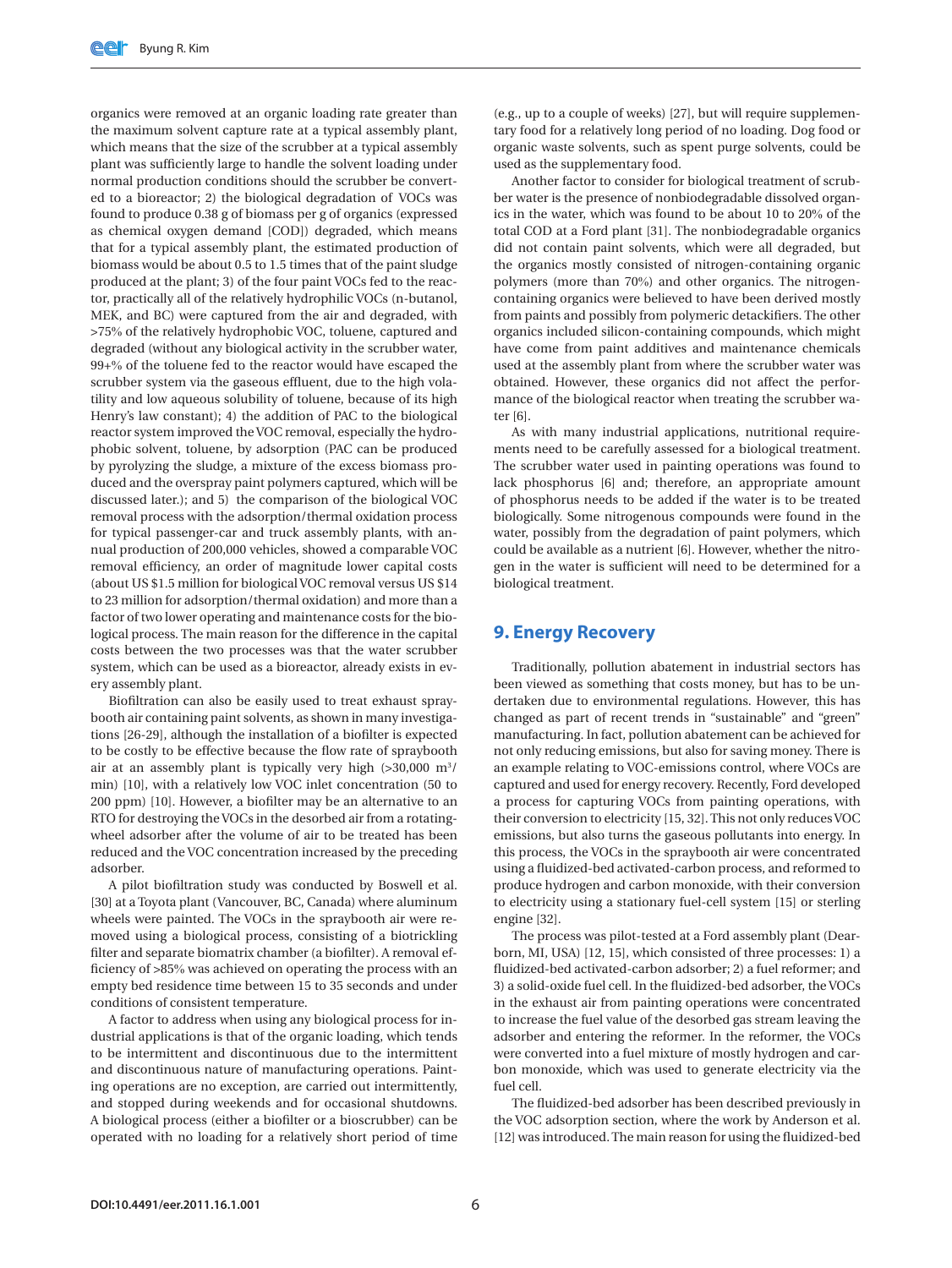organics were removed at an organic loading rate greater than the maximum solvent capture rate at a typical assembly plant, which means that the size of the scrubber at a typical assembly plant was sufficiently large to handle the solvent loading under normal production conditions should the scrubber be converted to a bioreactor; 2) the biological degradation of VOCs was found to produce 0.38 g of biomass per g of organics (expressed as chemical oxygen demand [COD]) degraded, which means that for a typical assembly plant, the estimated production of biomass would be about 0.5 to 1.5 times that of the paint sludge produced at the plant; 3) of the four paint VOCs fed to the reactor, practically all of the relatively hydrophilic VOCs (n-butanol, MEK, and BC) were captured from the air and degraded, with >75% of the relatively hydrophobic VOC, toluene, captured and degraded (without any biological activity in the scrubber water, 99+% of the toluene fed to the reactor would have escaped the scrubber system via the gaseous effluent, due to the high volatility and low aqueous solubility of toluene, because of its high Henry's law constant); 4) the addition of PAC to the biological reactor system improved the VOC removal, especially the hydrophobic solvent, toluene, by adsorption (PAC can be produced by pyrolyzing the sludge, a mixture of the excess biomass produced and the overspray paint polymers captured, which will be discussed later.); and 5) the comparison of the biological VOC removal process with the adsorption/thermal oxidation process for typical passenger-car and truck assembly plants, with annual production of 200,000 vehicles, showed a comparable VOC removal efficiency, an order of magnitude lower capital costs (about US $1.5 million for biological VOC removal versus US $14 to 23 million for adsorption/thermal oxidation) and more than a factor of two lower operating and maintenance costs for the biological process. The main reason for the difference in the capital costs between the two processes was that the water scrubber system, which can be used as a bioreactor, already exists in every assembly plant.

Biofiltration can also be easily used to treat exhaust spraybooth air containing paint solvents, as shown in many investigations [26-29], although the installation of a biofilter is expected to be costly to be effective because the flow rate of spraybooth air at an assembly plant is typically very high (>30,000 $m^3$/min) [10], with a relatively low VOC inlet concentration (50 to 200 ppm) [10]. However, a biofilter may be an alternative to an RTO for destroying the VOCs in the desorbed air from a rotating-wheel adsorber after the volume of air to be treated has been reduced and the VOC concentration increased by the preceding adsorber.

A pilot biofiltration study was conducted by Boswell et al. [30] at a Toyota plant (Vancouver, BC, Canada) where aluminum wheels were painted. The VOCs in the spraybooth air were removed using a biological process, consisting of a biotrickling filter and separate biomatrix chamber (a biofilter). A removal efficiency of >85% was achieved on operating the process with an empty bed residence time between 15 to 35 seconds and under conditions of consistent temperature.

A factor to address when using any biological process for industrial applications is that of the organic loading, which tends to be intermittent and discontinuous due to the intermittent and discontinuous nature of manufacturing operations. Painting operations are no exception, are carried out intermittently, and stopped during weekends and for occasional shutdowns. A biological process (either a biofilter or a bioscrubber) can be operated with no loading for a relatively short period of time (e.g., up to a couple of weeks) [27], but will require supplementary food for a relatively long period of no loading. Dog food or organic waste solvents, such as spent purge solvents, could be used as the supplementary food.

Another factor to consider for biological treatment of scrubber water is the presence of nonbiodegradable dissolved organics in the water, which was found to be about 10 to 20% of the total COD at a Ford plant [31]. The nonbiodegradable organics did not contain paint solvents, which were all degraded, but the organics mostly consisted of nitrogen-containing organic polymers (more than 70%) and other organics. The nitrogen-containing organics were believed to have been derived mostly from paints and possibly from polymeric detackifiers. The other organics included silicon-containing compounds, which might have come from paint additives and maintenance chemicals used at the assembly plant from where the scrubber water was obtained. However, these organics did not affect the performance of the biological reactor when treating the scrubber water [6].

As with many industrial applications, nutritional requirements need to be carefully assessed for a biological treatment. The scrubber water used in painting operations was found to lack phosphorus [6] and; therefore, an appropriate amount of phosphorus needs to be added if the water is to be treated biologically. Some nitrogenous compounds were found in the water, possibly from the degradation of paint polymers, which could be available as a nutrient [6]. However, whether the nitrogen in the water is sufficient will need to be determined for a biological treatment.

## 9. Energy Recovery

Traditionally, pollution abatement in industrial sectors has been viewed as something that costs money, but has to be undertaken due to environmental regulations. However, this has changed as part of recent trends in "sustainable" and "green" manufacturing. In fact, pollution abatement can be achieved for not only reducing emissions, but also for saving money. There is an example relating to VOC-emissions control, where VOCs are captured and used for energy recovery. Recently, Ford developed a process for capturing VOCs from painting operations, with their conversion to electricity [15, 32]. This not only reduces VOC emissions, but also turns the gaseous pollutants into energy. In this process, the VOCs in the spraybooth air were concentrated using a fluidized-bed activated-carbon process, and reformed to produce hydrogen and carbon monoxide, with their conversion to electricity using a stationary fuel-cell system [15] or sterling engine [32].

The process was pilot-tested at a Ford assembly plant (Dearborn, MI, USA) [12, 15], which consisted of three processes: 1) a fluidized-bed activated-carbon adsorber; 2) a fuel reformer; and 3) a solid-oxide fuel cell. In the fluidized-bed adsorber, the VOCs in the exhaust air from painting operations were concentrated to increase the fuel value of the desorbed gas stream leaving the adsorber and entering the reformer. In the reformer, the VOCs were converted into a fuel mixture of mostly hydrogen and carbon monoxide, which was used to generate electricity via the fuel cell.

The fluidized-bed adsorber has been described previously in the VOC adsorption section, where the work by Anderson et al. [12] was introduced. The main reason for using the fluidized-bed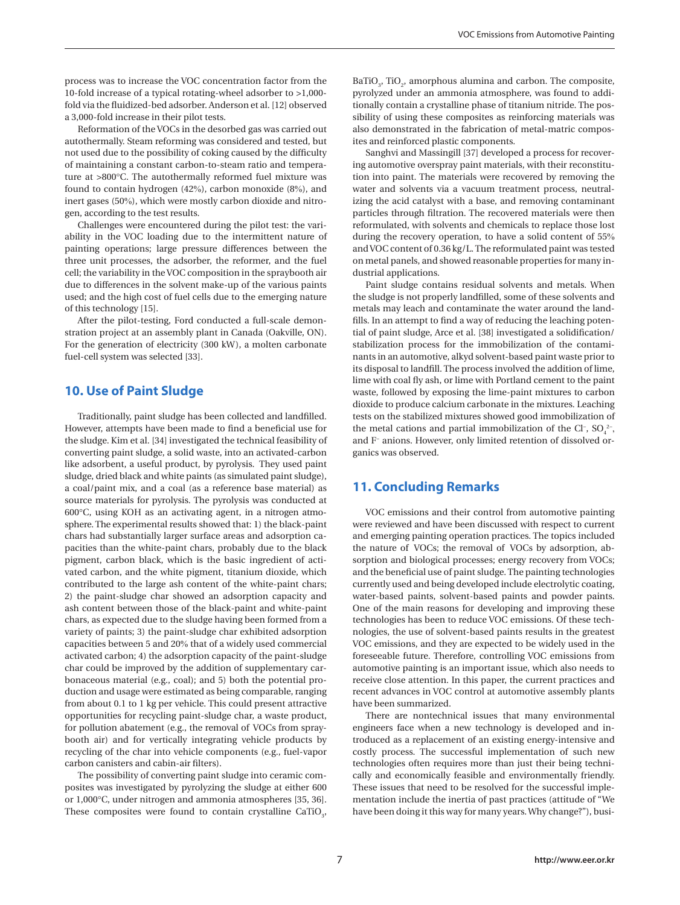process was to increase the VOC concentration factor from the 10-fold increase of a typical rotating-wheel adsorber to >1,000-fold via the fluidized-bed adsorber. Anderson et al. [12] observed a 3,000-fold increase in their pilot tests.

Reformation of the VOCs in the desorbed gas was carried out autothermally. Steam reforming was considered and tested, but not used due to the possibility of coking caused by the difficulty of maintaining a constant carbon-to-steam ratio and temperature at >800°C. The autothermally reformed fuel mixture was found to contain hydrogen (42%), carbon monoxide (8%), and inert gases (50%), which were mostly carbon dioxide and nitrogen, according to the test results.

Challenges were encountered during the pilot test: the variability in the VOC loading due to the intermittent nature of painting operations; large pressure differences between the three unit processes, the adsorber, the reformer, and the fuel cell; the variability in the VOC composition in the spraybooth air due to differences in the solvent make-up of the various paints used; and the high cost of fuel cells due to the emerging nature of this technology [15].

After the pilot-testing, Ford conducted a full-scale demonstration project at an assembly plant in Canada (Oakville, ON). For the generation of electricity (300 kW), a molten carbonate fuel-cell system was selected [33].

## 10. Use of Paint Sludge

Traditionally, paint sludge has been collected and landfilled. However, attempts have been made to find a beneficial use for the sludge. Kim et al. [34] investigated the technical feasibility of converting paint sludge, a solid waste, into an activated-carbon like adsorbent, a useful product, by pyrolysis. They used paint sludge, dried black and white paints (as simulated paint sludge), a coal/paint mix, and a coal (as a reference base material) as source materials for pyrolysis. The pyrolysis was conducted at 600°C, using KOH as an activating agent, in a nitrogen atmosphere. The experimental results showed that: 1) the black-paint chars had substantially larger surface areas and adsorption capacities than the white-paint chars, probably due to the black pigment, carbon black, which is the basic ingredient of activated carbon, and the white pigment, titanium dioxide, which contributed to the large ash content of the white-paint chars; 2) the paint-sludge char showed an adsorption capacity and ash content between those of the black-paint and white-paint chars, as expected due to the sludge having been formed from a variety of paints; 3) the paint-sludge char exhibited adsorption capacities between 5 and 20% that of a widely used commercial activated carbon; 4) the adsorption capacity of the paint-sludge char could be improved by the addition of supplementary carbonaceous material (e.g., coal); and 5) both the potential production and usage were estimated as being comparable, ranging from about 0.1 to 1 kg per vehicle. This could present attractive opportunities for recycling paint-sludge char, a waste product, for pollution abatement (e.g., the removal of VOCs from spraybooth air) and for vertically integrating vehicle products by recycling of the char into vehicle components (e.g., fuel-vapor carbon canisters and cabin-air filters).

The possibility of converting paint sludge into ceramic composites was investigated by pyrolyzing the sludge at either 600 or 1,000°C, under nitrogen and ammonia atmospheres [35, 36]. These composites were found to contain crystalline $CaTiO_3$, $BaTiO_3$, $TiO_2$, amorphous alumina and carbon. The composite, pyrolyzed under an ammonia atmosphere, was found to additionally contain a crystalline phase of titanium nitride. The possibility of using these composites as reinforcing materials was also demonstrated in the fabrication of metal-matric composites and reinforced plastic components.

Sanghvi and Massingill [37] developed a process for recovering automotive overspray paint materials, with their reconstitution into paint. The materials were recovered by removing the water and solvents via a vacuum treatment process, neutralizing the acid catalyst with a base, and removing contaminant particles through filtration. The recovered materials were then reformulated, with solvents and chemicals to replace those lost during the recovery operation, to have a solid content of 55% and VOC content of 0.36 kg/L. The reformulated paint was tested on metal panels, and showed reasonable properties for many industrial applications.

Paint sludge contains residual solvents and metals. When the sludge is not properly landfilled, some of these solvents and metals may leach and contaminate the water around the landfills. In an attempt to find a way of reducing the leaching potential of paint sludge, Arce et al. [38] investigated a solidification/stabilization process for the immobilization of the contaminants in an automotive, alkyd solvent-based paint waste prior to its disposal to landfill. The process involved the addition of lime, lime with coal fly ash, or lime with Portland cement to the paint waste, followed by exposing the lime-paint mixtures to carbon dioxide to produce calcium carbonate in the mixtures. Leaching tests on the stabilized mixtures showed good immobilization of the metal cations and partial immobilization of the $Cl^-$, $SO_4^{2-}$, and $F^-$ anions. However, only limited retention of dissolved organics was observed.

## 11. Concluding Remarks

VOC emissions and their control from automotive painting were reviewed and have been discussed with respect to current and emerging painting operation practices. The topics included the nature of VOCs; the removal of VOCs by adsorption, absorption and biological processes; energy recovery from VOCs; and the beneficial use of paint sludge. The painting technologies currently used and being developed include electrolytic coating, water-based paints, solvent-based paints and powder paints. One of the main reasons for developing and improving these technologies has been to reduce VOC emissions. Of these technologies, the use of solvent-based paints results in the greatest VOC emissions, and they are expected to be widely used in the foreseeable future. Therefore, controlling VOC emissions from automotive painting is an important issue, which also needs to receive close attention. In this paper, the current practices and recent advances in VOC control at automotive assembly plants have been summarized.

There are nontechnical issues that many environmental engineers face when a new technology is developed and introduced as a replacement of an existing energy-intensive and costly process. The successful implementation of such new technologies often requires more than just their being technically and economically feasible and environmentally friendly. These issues that need to be resolved for the successful implementation include the inertia of past practices (attitude of "We have been doing it this way for many years. Why change?"), busi-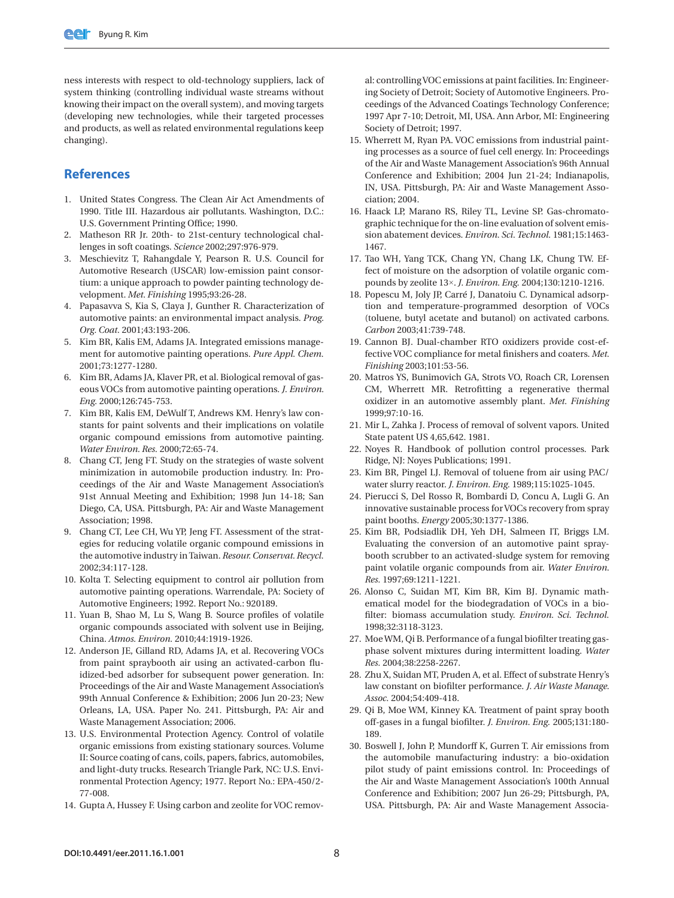ness interests with respect to old-technology suppliers, lack of system thinking (controlling individual waste streams without knowing their impact on the overall system), and moving targets (developing new technologies, while their targeted processes and products, as well as related environmental regulations keep changing).

## References

1. United States Congress. The Clean Air Act Amendments of 1990. Title III. Hazardous air pollutants. Washington, D.C.: U.S. Government Printing Office; 1990.
2. Matheson RR Jr. 20th- to 21st-century technological challenges in soft coatings. *Science* 2002;297:976-979.
3. Meschievitz T, Rahangdale Y, Pearson R. U.S. Council for Automotive Research (USCAR) low-emission paint consortium: a unique approach to powder painting technology development. *Met. Finishing* 1995;93:26-28.
4. Papasavva S, Kia S, Claya J, Gunther R. Characterization of automotive paints: an environmental impact analysis. *Prog. Org. Coat.* 2001;43:193-206.
5. Kim BR, Kalis EM, Adams JA. Integrated emissions management for automotive painting operations. *Pure Appl. Chem.* 2001;73:1277-1280.
6. Kim BR, Adams JA, Klaver PR, et al. Biological removal of gaseous VOCs from automotive painting operations. *J. Environ. Eng.* 2000;126:745-753.
7. Kim BR, Kalis EM, DeWulf T, Andrews KM. Henry's law constants for paint solvents and their implications on volatile organic compound emissions from automotive painting. *Water Environ. Res.* 2000;72:65-74.
8. Chang CT, Jeng FT. Study on the strategies of waste solvent minimization in automobile production industry. In: Proceedings of the Air and Waste Management Association's 91st Annual Meeting and Exhibition; 1998 Jun 14-18; San Diego, CA, USA. Pittsburgh, PA: Air and Waste Management Association; 1998.
9. Chang CT, Lee CH, Wu YP, Jeng FT. Assessment of the strategies for reducing volatile organic compound emissions in the automotive industry in Taiwan. *Resour. Conservat. Recycl.* 2002;34:117-128.
10. Kolta T. Selecting equipment to control air pollution from automotive painting operations. Warrendale, PA: Society of Automotive Engineers; 1992. Report No.: 920189.
11. Yuan B, Shao M, Lu S, Wang B. Source profiles of volatile organic compounds associated with solvent use in Beijing, China. *Atmos. Environ.* 2010;44:1919-1926.
12. Anderson JE, Gilland RD, Adams JA, et al. Recovering VOCs from paint spraybooth air using an activated-carbon fluidized-bed adsorber for subsequent power generation. In: Proceedings of the Air and Waste Management Association's 99th Annual Conference & Exhibition; 2006 Jun 20-23; New Orleans, LA, USA. Paper No. 241. Pittsburgh, PA: Air and Waste Management Association; 2006.
13. U.S. Environmental Protection Agency. Control of volatile organic emissions from existing stationary sources. Volume II: Source coating of cans, coils, papers, fabrics, automobiles, and light-duty trucks. Research Triangle Park, NC: U.S. Environmental Protection Agency; 1977. Report No.: EPA-450/2-77-008.
14. Gupta A, Hussey F. Using carbon and zeolite for VOC removal: controlling VOC emissions at paint facilities. In: Engineering Society of Detroit; Society of Automotive Engineers. Proceedings of the Advanced Coatings Technology Conference; 1997 Apr 7-10; Detroit, MI, USA. Ann Arbor, MI: Engineering Society of Detroit; 1997.
15. Wherrett M, Ryan PA. VOC emissions from industrial painting processes as a source of fuel cell energy. In: Proceedings of the Air and Waste Management Association's 96th Annual Conference and Exhibition; 2004 Jun 21-24; Indianapolis, IN, USA. Pittsburgh, PA: Air and Waste Management Association; 2004.
16. Haack LP, Marano RS, Riley TL, Levine SP. Gas-chromatographic technique for the on-line evaluation of solvent emission abatement devices. *Environ. Sci. Technol.* 1981;15:1463-1467.
17. Tao WH, Yang TCK, Chang YN, Chang LK, Chung TW. Effect of moisture on the adsorption of volatile organic compounds by zeolite 13×. *J. Environ. Eng.* 2004;130:1210-1216.
18. Popescu M, Joly JP, Carré J, Danatoiu C. Dynamical adsorption and temperature-programmed desorption of VOCs (toluene, butyl acetate and butanol) on activated carbons. *Carbon* 2003;41:739-748.
19. Cannon BJ. Dual-chamber RTO oxidizers provide cost-effective VOC compliance for metal finishers and coaters. *Met. Finishing* 2003;101:53-56.
20. Matros YS, Bunimovich GA, Strots VO, Roach CR, Lorensen CM, Wherrett MR. Retrofitting a regenerative thermal oxidizer in an automotive assembly plant. *Met. Finishing* 1999;97:10-16.
21. Mir L, Zahka J. Process of removal of solvent vapors. United State patent US 4,65,642. 1981.
22. Noyes R. Handbook of pollution control processes. Park Ridge, NJ: Noyes Publications; 1991.
23. Kim BR, Pingel LJ. Removal of toluene from air using PAC/water slurry reactor. *J. Environ. Eng.* 1989;115:1025-1045.
24. Pierucci S, Del Rosso R, Bombardi D, Concu A, Lugli G. An innovative sustainable process for VOCs recovery from spray paint booths. *Energy* 2005;30:1377-1386.
25. Kim BR, Podsiadlik DH, Yeh DH, Salmeen IT, Briggs LM. Evaluating the conversion of an automotive paint spray-booth scrubber to an activated-sludge system for removing paint volatile organic compounds from air. *Water Environ. Res.* 1997;69:1211-1221.
26. Alonso C, Suidan MT, Kim BR, Kim BJ. Dynamic mathematical model for the biodegradation of VOCs in a biofilter: biomass accumulation study. *Environ. Sci. Technol.* 1998;32:3118-3123.
27. Moe WM, Qi B. Performance of a fungal biofilter treating gas-phase solvent mixtures during intermittent loading. *Water Res.* 2004;38:2258-2267.
28. Zhu X, Suidan MT, Pruden A, et al. Effect of substrate Henry's law constant on biofilter performance. *J. Air Waste Manage. Assoc.* 2004;54:409-418.
29. Qi B, Moe WM, Kinney KA. Treatment of paint spray booth off-gases in a fungal biofilter. *J. Environ. Eng.* 2005;131:180-189.
30. Boswell J, John P, Mundorff K, Gurren T. Air emissions from the automobile manufacturing industry: a bio-oxidation pilot study of paint emissions control. In: Proceedings of the Air and Waste Management Association's 100th Annual Conference and Exhibition; 2007 Jun 26-29; Pittsburgh, PA, USA. Pittsburgh, PA: Air and Waste Management Associa-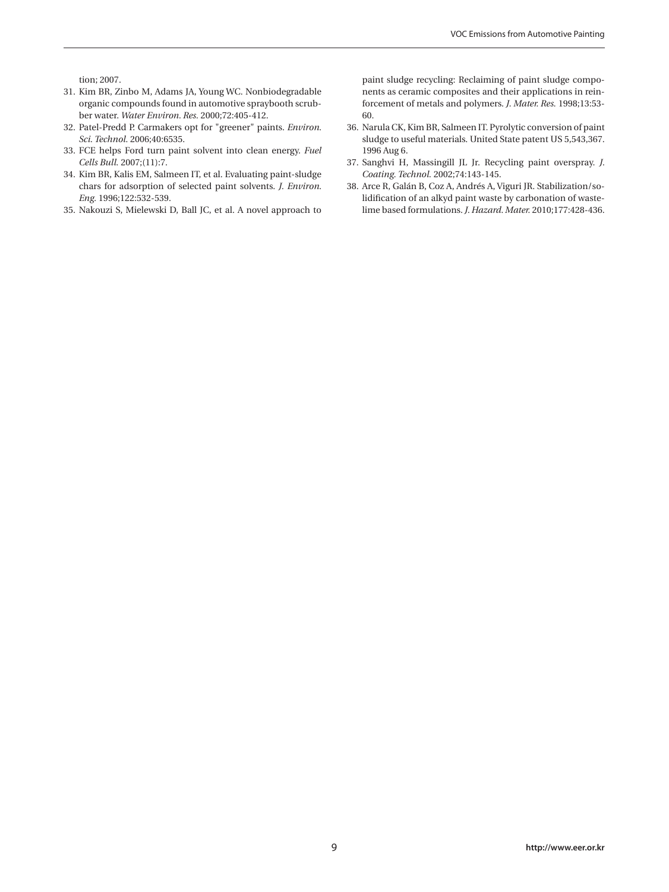tion; 2007.

31. Kim BR, Zinbo M, Adams JA, Young WC. Nonbiodegradable organic compounds found in automotive spraybooth scrubber water. *Water Environ. Res.* 2000;72:405-412.
32. Patel-Predd P. Carmakers opt for "greener" paints. *Environ. Sci. Technol.* 2006;40:6535.
33. FCE helps Ford turn paint solvent into clean energy. *Fuel Cells Bull.* 2007;(11):7.
34. Kim BR, Kalis EM, Salmeen IT, et al. Evaluating paint-sludge chars for adsorption of selected paint solvents. *J. Environ. Eng.* 1996;122:532-539.
35. Nakouzi S, Mielewski D, Ball JC, et al. A novel approach to paint sludge recycling: Reclaiming of paint sludge components as ceramic composites and their applications in reinforcement of metals and polymers. *J. Mater. Res.* 1998;13:53-60.
36. Narula CK, Kim BR, Salmeen IT. Pyrolytic conversion of paint sludge to useful materials. United State patent US 5,543,367. 1996 Aug 6.
37. Sanghvi H, Massingill JL Jr. Recycling paint overspray. *J. Coating. Technol.* 2002;74:143-145.
38. Arce R, Galán B, Coz A, Andrés A, Viguri JR. Stabilization/solidification of an alkyd paint waste by carbonation of waste-lime based formulations. *J. Hazard. Mater.* 2010;177:428-436.